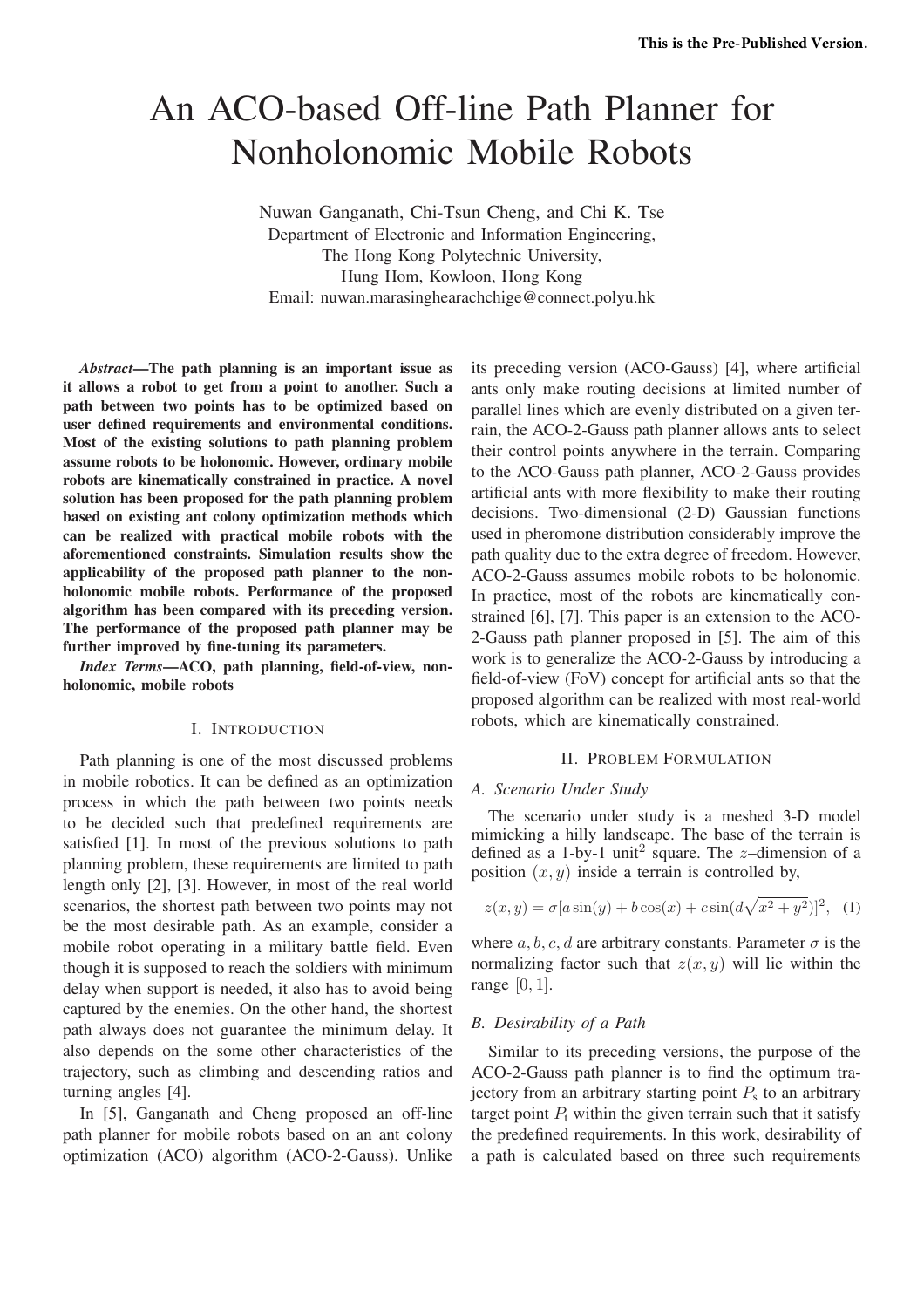This is the Pre-Published Version.

# An ACO-based Off-line Path Planner for Nonholonomic Mobile Robots

Nuwan Ganganath, Chi-Tsun Cheng, and Chi K. Tse
Department of Electronic and Information Engineering,
The Hong Kong Polytechnic University,
Hung Hom, Kowloon, Hong Kong
Email: nuwan.marasinghearachchige@connect.polyu.hk

***Abstract*—The path planning is an important issue as it allows a robot to get from a point to another. Such a path between two points has to be optimized based on user defined requirements and environmental conditions. Most of the existing solutions to path planning problem assume robots to be holonomic. However, ordinary mobile robots are kinematically constrained in practice. A novel solution has been proposed for the path planning problem based on existing ant colony optimization methods which can be realized with practical mobile robots with the aforementioned constraints. Simulation results show the applicability of the proposed path planner to the nonholonomic mobile robots. Performance of the proposed algorithm has been compared with its preceding version. The performance of the proposed path planner may be further improved by fine-tuning its parameters.**

***Index Terms*—ACO, path planning, field-of-view, nonholonomic, mobile robots**

## I. Introduction

Path planning is one of the most discussed problems in mobile robotics. It can be defined as an optimization process in which the path between two points needs to be decided such that predefined requirements are satisfied [1]. In most of the previous solutions to path planning problem, these requirements are limited to path length only [2], [3]. However, in most of the real world scenarios, the shortest path between two points may not be the most desirable path. As an example, consider a mobile robot operating in a military battle field. Even though it is supposed to reach the soldiers with minimum delay when support is needed, it also has to avoid being captured by the enemies. On the other hand, the shortest path always does not guarantee the minimum delay. It also depends on the some other characteristics of the trajectory, such as climbing and descending ratios and turning angles [4].

In [5], Ganganath and Cheng proposed an off-line path planner for mobile robots based on an ant colony optimization (ACO) algorithm (ACO-2-Gauss). Unlike its preceding version (ACO-Gauss) [4], where artificial ants only make routing decisions at limited number of parallel lines which are evenly distributed on a given terrain, the ACO-2-Gauss path planner allows ants to select their control points anywhere in the terrain. Comparing to the ACO-Gauss path planner, ACO-2-Gauss provides artificial ants with more flexibility to make their routing decisions. Two-dimensional (2-D) Gaussian functions used in pheromone distribution considerably improve the path quality due to the extra degree of freedom. However, ACO-2-Gauss assumes mobile robots to be holonomic. In practice, most of the robots are kinematically constrained [6], [7]. This paper is an extension to the ACO-2-Gauss path planner proposed in [5]. The aim of this work is to generalize the ACO-2-Gauss by introducing a field-of-view (FoV) concept for artificial ants so that the proposed algorithm can be realized with most real-world robots, which are kinematically constrained.

## II. Problem Formulation

### *A. Scenario Under Study*

The scenario under study is a meshed 3-D model mimicking a hilly landscape. The base of the terrain is defined as a 1-by-1 unit$^2$ square. The $z$–dimension of a position $(x, y)$ inside a terrain is controlled by,

$$z(x, y) = \sigma[a\sin(y) + b\cos(x) + c\sin(d\sqrt{x^2 + y^2})]^2, \quad (1)$$

where $a, b, c, d$ are arbitrary constants. Parameter $\sigma$ is the normalizing factor such that $z(x, y)$ will lie within the range $[0, 1]$.

### *B. Desirability of a Path*

Similar to its preceding versions, the purpose of the ACO-2-Gauss path planner is to find the optimum trajectory from an arbitrary starting point $P_s$ to an arbitrary target point $P_t$ within the given terrain such that it satisfy the predefined requirements. In this work, desirability of a path is calculated based on three such requirements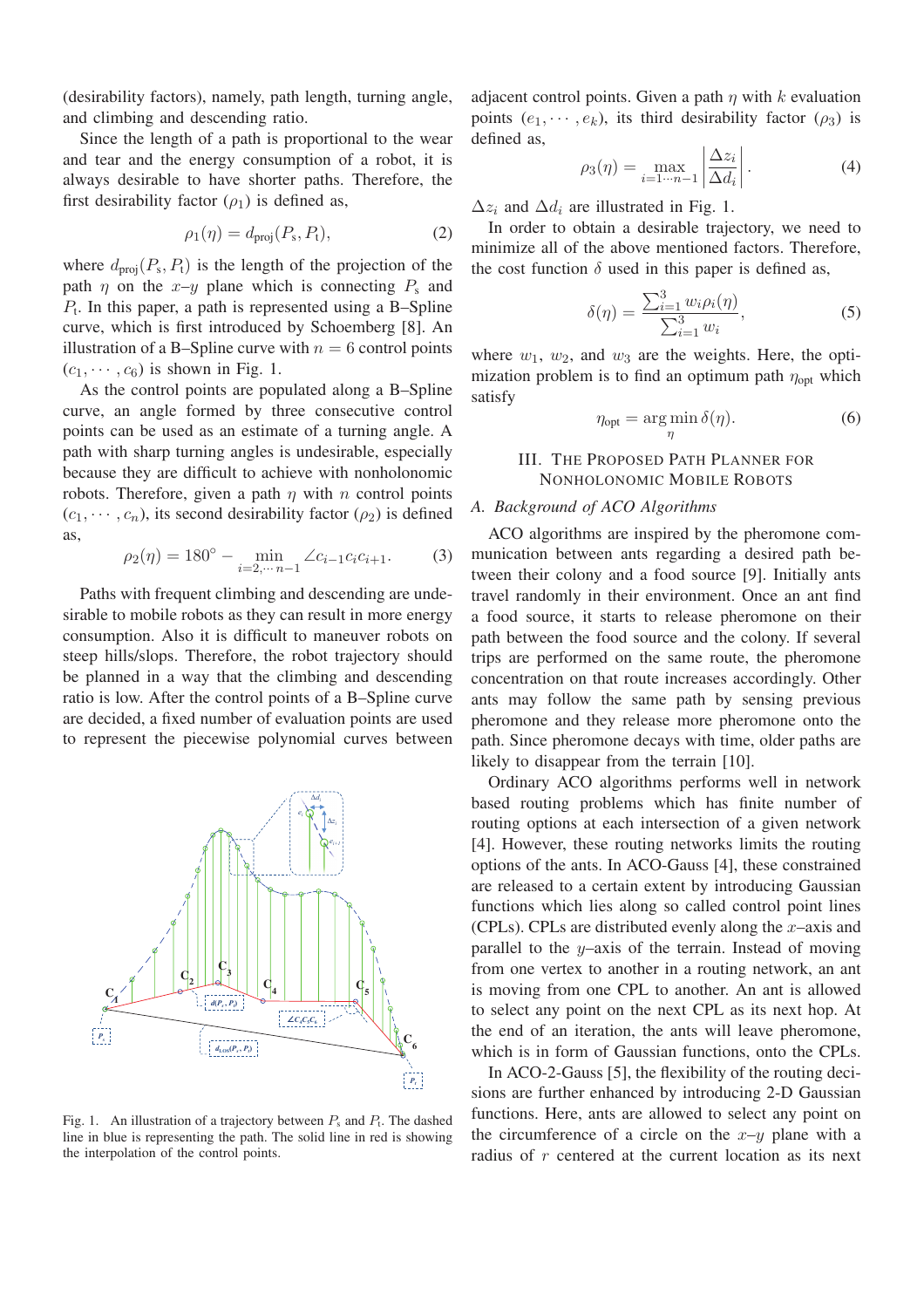(desirability factors), namely, path length, turning angle, and climbing and descending ratio.

Since the length of a path is proportional to the wear and tear and the energy consumption of a robot, it is always desirable to have shorter paths. Therefore, the first desirability factor ($\rho_1$) is defined as,

$$\rho_1(\eta) = d_{\text{proj}}(P_{\text{s}}, P_{\text{t}}), \tag{2}$$

where $d_{\text{proj}}(P_{\text{s}}, P_{\text{t}})$ is the length of the projection of the path $\eta$ on the $x$–$y$ plane which is connecting $P_{\text{s}}$ and $P_{\text{t}}$. In this paper, a path is represented using a B–Spline curve, which is first introduced by Schoemberg [8]. An illustration of a B–Spline curve with $n = 6$ control points $(c_1, \cdots, c_6)$ is shown in Fig. 1.

As the control points are populated along a B–Spline curve, an angle formed by three consecutive control points can be used as an estimate of a turning angle. A path with sharp turning angles is undesirable, especially because they are difficult to achieve with nonholonomic robots. Therefore, given a path $\eta$ with $n$ control points $(c_1, \cdots, c_n)$, its second desirability factor ($\rho_2$) is defined as,

$$\rho_2(\eta) = 180^\circ - \min_{i=2,\cdots n-1} \angle c_{i-1} c_i c_{i+1}. \tag{3}$$

Paths with frequent climbing and descending are undesirable to mobile robots as they can result in more energy consumption. Also it is difficult to maneuver robots on steep hills/slopes. Therefore, the robot trajectory should be planned in a way that the climbing and descending ratio is low. After the control points of a B–Spline curve are decided, a fixed number of evaluation points are used to represent the piecewise polynomial curves between adjacent control points. Given a path $\eta$ with $k$ evaluation points $(e_1, \cdots, e_k)$, its third desirability factor ($\rho_3$) is defined as,

$$\rho_3(\eta) = \max_{i=1\cdots n-1} \left| \frac{\Delta z_i}{\Delta d_i} \right|. \tag{4}$$

$\Delta z_i$ and $\Delta d_i$ are illustrated in Fig. 1.

Fig. 1. An illustration of a trajectory between $P_{\text{s}}$ and $P_{\text{t}}$. The dashed line in blue is representing the path. The solid line in red is showing the interpolation of the control points.

In order to obtain a desirable trajectory, we need to minimize all of the above mentioned factors. Therefore, the cost function $\delta$ used in this paper is defined as,

$$\delta(\eta) = \frac{\sum_{i=1}^{3} w_i \rho_i(\eta)}{\sum_{i=1}^{3} w_i}, \tag{5}$$

where $w_1$, $w_2$, and $w_3$ are the weights. Here, the optimization problem is to find an optimum path $\eta_{\text{opt}}$ which satisfy

$$\eta_{\text{opt}} = \arg\min_{\eta} \delta(\eta). \tag{6}$$

## III. The Proposed Path Planner for Nonholonomic Mobile Robots

### *A. Background of ACO Algorithms*

ACO algorithms are inspired by the pheromone communication between ants regarding a desired path between their colony and a food source [9]. Initially ants travel randomly in their environment. Once an ant find a food source, it starts to release pheromone on their path between the food source and the colony. If several trips are performed on the same route, the pheromone concentration on that route increases accordingly. Other ants may follow the same path by sensing previous pheromone and they release more pheromone onto the path. Since pheromone decays with time, older paths are likely to disappear from the terrain [10].

Ordinary ACO algorithms performs well in network based routing problems which has finite number of routing options at each intersection of a given network [4]. However, these routing networks limits the routing options of the ants. In ACO-Gauss [4], these constrained are released to a certain extent by introducing Gaussian functions which lies along so called control point lines (CPLs). CPLs are distributed evenly along the $x$–axis and parallel to the $y$–axis of the terrain. Instead of moving from one vertex to another in a routing network, an ant is moving from one CPL to another. An ant is allowed to select any point on the next CPL as its next hop. At the end of an iteration, the ants will leave pheromone, which is in form of Gaussian functions, onto the CPLs.

In ACO-2-Gauss [5], the flexibility of the routing decisions are further enhanced by introducing 2-D Gaussian functions. Here, ants are allowed to select any point on the circumference of a circle on the $x$–$y$ plane with a radius of $r$ centered at the current location as its next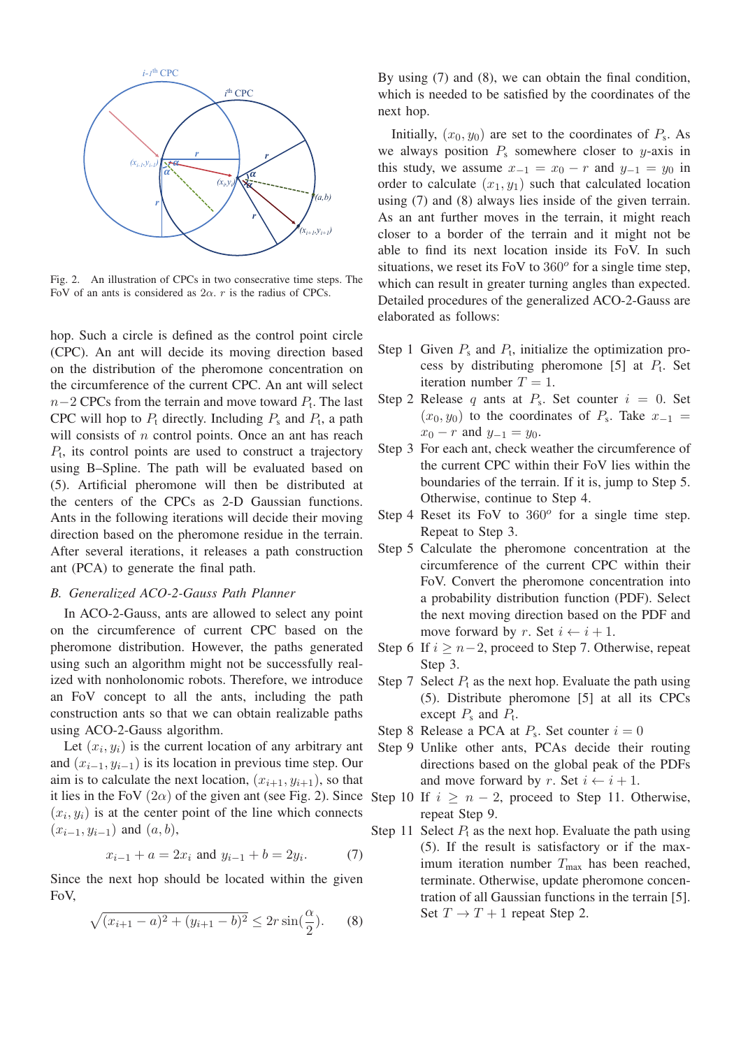Fig. 2. An illustration of CPCs in two consecrative time steps. The FoV of an ants is considered as $2\alpha$. $r$ is the radius of CPCs.

hop. Such a circle is defined as the control point circle (CPC). An ant will decide its moving direction based on the distribution of the pheromone concentration on the circumference of the current CPC. An ant will select $n-2$ CPCs from the terrain and move toward $P_{\rm t}$. The last CPC will hop to $P_{\rm t}$ directly. Including $P_{\rm s}$ and $P_{\rm t}$, a path will consists of $n$ control points. Once an ant has reach $P_{\rm t}$, its control points are used to construct a trajectory using B–Spline. The path will be evaluated based on (5). Artificial pheromone will then be distributed at the centers of the CPCs as 2-D Gaussian functions. Ants in the following iterations will decide their moving direction based on the pheromone residue in the terrain. After several iterations, it releases a path construction ant (PCA) to generate the final path.

## *B. Generalized ACO-2-Gauss Path Planner*

In ACO-2-Gauss, ants are allowed to select any point on the circumference of current CPC based on the pheromone distribution. However, the paths generated using such an algorithm might not be successfully realized with nonholonomic robots. Therefore, we introduce an FoV concept to all the ants, including the path construction ants so that we can obtain realizable paths using ACO-2-Gauss algorithm.

Let $(x_i, y_i)$ is the current location of any arbitrary ant and $(x_{i-1}, y_{i-1})$ is its location in previous time step. Our aim is to calculate the next location, $(x_{i+1}, y_{i+1})$, so that it lies in the FoV ($2\alpha$) of the given ant (see Fig. 2). Since $(x_i, y_i)$ is at the center point of the line which connects $(x_{i-1}, y_{i-1})$ and $(a, b)$,

$$x_{i-1} + a = 2x_i \text{ and } y_{i-1} + b = 2y_i. \tag{7}$$

Since the next hop should be located within the given FoV,

$$\sqrt{(x_{i+1} - a)^2 + (y_{i+1} - b)^2} \leq 2r\sin(\frac{\alpha}{2}). \tag{8}$$

By using (7) and (8), we can obtain the final condition, which is needed to be satisfied by the coordinates of the next hop.

Initially, $(x_0, y_0)$ are set to the coordinates of $P_{\rm s}$. As we always position $P_{\rm s}$ somewhere closer to $y$-axis in this study, we assume $x_{-1} = x_0 - r$ and $y_{-1} = y_0$ in order to calculate $(x_1, y_1)$ such that calculated location using (7) and (8) always lies inside of the given terrain. As an ant further moves in the terrain, it might reach closer to a border of the terrain and it might not be able to find its next location inside its FoV. In such situations, we reset its FoV to $360^o$ for a single time step, which can result in greater turning angles than expected. Detailed procedures of the generalized ACO-2-Gauss are elaborated as follows:

- Step 1 Given $P_{\rm s}$ and $P_{\rm t}$, initialize the optimization process by distributing pheromone [5] at $P_{\rm t}$. Set iteration number $T = 1$.
- Step 2 Release $q$ ants at $P_{\rm s}$. Set counter $i = 0$. Set $(x_0, y_0)$ to the coordinates of $P_{\rm s}$. Take $x_{-1} = x_0 - r$ and $y_{-1} = y_0$.
- Step 3 For each ant, check weather the circumference of the current CPC within their FoV lies within the boundaries of the terrain. If it is, jump to Step 5. Otherwise, continue to Step 4.
- Step 4 Reset its FoV to $360^o$ for a single time step. Repeat to Step 3.
- Step 5 Calculate the pheromone concentration at the circumference of the current CPC within their FoV. Convert the pheromone concentration into a probability distribution function (PDF). Select the next moving direction based on the PDF and move forward by $r$. Set $i \leftarrow i + 1$.
- Step 6 If $i \geq n-2$, proceed to Step 7. Otherwise, repeat Step 3.
- Step 7 Select $P_{\rm t}$ as the next hop. Evaluate the path using (5). Distribute pheromone [5] at all its CPCs except $P_{\rm s}$ and $P_{\rm t}$.
- Step 8 Release a PCA at $P_{\rm s}$. Set counter $i = 0$
- Step 9 Unlike other ants, PCAs decide their routing directions based on the global peak of the PDFs and move forward by $r$. Set $i \leftarrow i + 1$.
- Step 10 If $i \geq n - 2$, proceed to Step 11. Otherwise, repeat Step 9.
- Step 11 Select $P_{\rm t}$ as the next hop. Evaluate the path using (5). If the result is satisfactory or if the maximum iteration number $T_{\rm max}$ has been reached, terminate. Otherwise, update pheromone concentration of all Gaussian functions in the terrain [5]. Set $T \rightarrow T + 1$ repeat Step 2.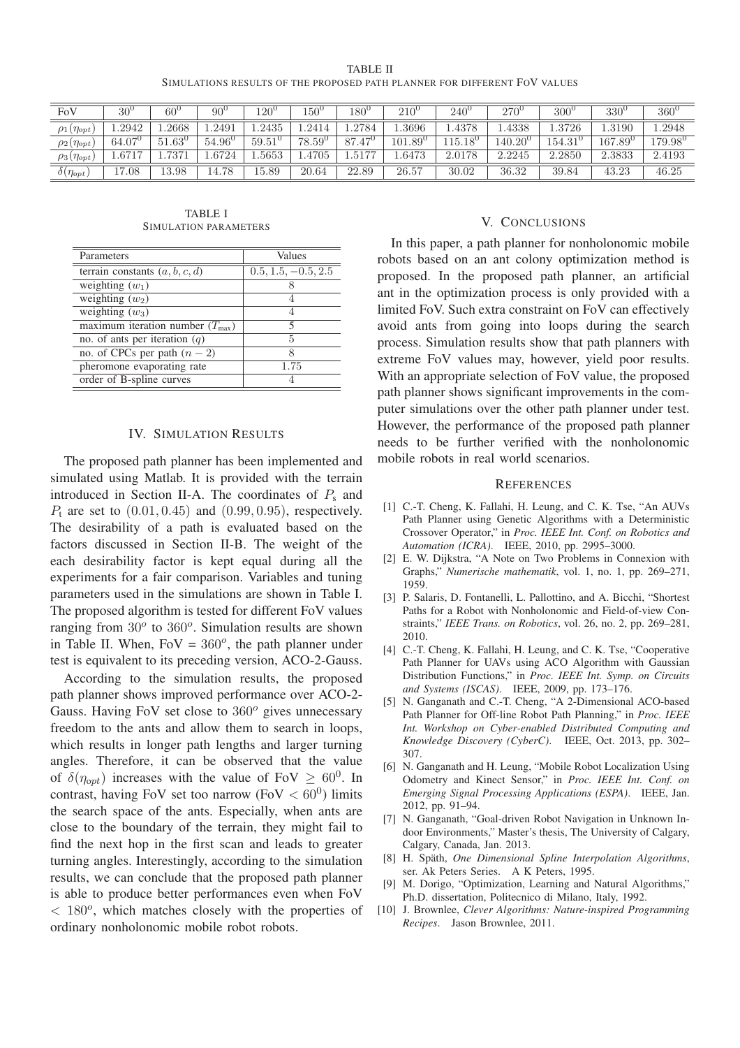TABLE II
SIMULATIONS RESULTS OF THE PROPOSED PATH PLANNER FOR DIFFERENT FOV VALUES

| FoV | $30^0$ | $60^0$ | $90^0$ | $120^0$ | $150^0$ | $180^0$ | $210^0$ | $240^0$ | $270^0$ | $300^0$ | $330^0$ | $360^0$ |
|---|---|---|---|---|---|---|---|---|---|---|---|---|
| $\rho_1(\eta_{opt})$ | 1.2942 | 1.2668 | 1.2491 | 1.2435 | 1.2414 | 1.2784 | 1.3696 | 1.4378 | 1.4338 | 1.3726 | 1.3190 | 1.2948 |
| $\rho_2(\eta_{opt})$ | $64.07^0$ | $51.63^0$ | $54.96^0$ | $59.51^0$ | $78.59^0$ | $87.47^0$ | $101.89^0$ | $115.18^0$ | $140.20^0$ | $154.31^0$ | $167.89^0$ | $179.98^0$ |
| $\rho_3(\eta_{opt})$ | 1.6717 | 1.7371 | 1.6724 | 1.5653 | 1.4705 | 1.5177 | 1.6473 | 2.0178 | 2.2245 | 2.2850 | 2.3833 | 2.4193 |
| $\delta(\eta_{opt})$ | 17.08 | 13.98 | 14.78 | 15.89 | 20.64 | 22.89 | 26.57 | 30.02 | 36.32 | 39.84 | 43.23 | 46.25 |

TABLE I
SIMULATION PARAMETERS

| Parameters | Values |
|---|---|
| terrain constants $(a, b, c, d)$ | $0.5, 1.5, -0.5, 2.5$ |
| weighting $(w_1)$ | 8 |
| weighting $(w_2)$ | 4 |
| weighting $(w_3)$ | 4 |
| maximum iteration number $(T_{\max})$ | 5 |
| no. of ants per iteration $(q)$ | 5 |
| no. of CPCs per path $(n-2)$ | 8 |
| pheromone evaporating rate | 1.75 |
| order of B-spline curves | 4 |

## IV. Simulation Results

The proposed path planner has been implemented and simulated using Matlab. It is provided with the terrain introduced in Section II-A. The coordinates of $P_s$ and $P_t$ are set to $(0.01, 0.45)$ and $(0.99, 0.95)$, respectively. The desirability of a path is evaluated based on the factors discussed in Section II-B. The weight of the each desirability factor is kept equal during all the experiments for a fair comparison. Variables and tuning parameters used in the simulations are shown in Table I. The proposed algorithm is tested for different FoV values ranging from $30^o$ to $360^o$. Simulation results are shown in Table II. When, FoV = $360^o$, the path planner under test is equivalent to its preceding version, ACO-2-Gauss.

According to the simulation results, the proposed path planner shows improved performance over ACO-2-Gauss. Having FoV set close to $360^o$ gives unnecessary freedom to the ants and allow them to search in loops, which results in longer path lengths and larger turning angles. Therefore, it can be observed that the value of $\delta(\eta_{opt})$ increases with the value of FoV $\geq 60^0$. In contrast, having FoV set too narrow (FoV $< 60^0$) limits the search space of the ants. Especially, when ants are close to the boundary of the terrain, they might fail to find the next hop in the first scan and leads to greater turning angles. Interestingly, according to the simulation results, we can conclude that the proposed path planner is able to produce better performances even when FoV $< 180^o$, which matches closely with the properties of ordinary nonholonomic mobile robot robots.

## V. Conclusions

In this paper, a path planner for nonholonomic mobile robots based on an ant colony optimization method is proposed. In the proposed path planner, an artificial ant in the optimization process is only provided with a limited FoV. Such extra constraint on FoV can effectively avoid ants from going into loops during the search process. Simulation results show that path planners with extreme FoV values may, however, yield poor results. With an appropriate selection of FoV value, the proposed path planner shows significant improvements in the computer simulations over the other path planner under test. However, the performance of the proposed path planner needs to be further verified with the nonholonomic mobile robots in real world scenarios.

## References

[1] C.-T. Cheng, K. Fallahi, H. Leung, and C. K. Tse, "An AUVs Path Planner using Genetic Algorithms with a Deterministic Crossover Operator," in *Proc. IEEE Int. Conf. on Robotics and Automation (ICRA)*. IEEE, 2010, pp. 2995–3000.

[2] E. W. Dijkstra, "A Note on Two Problems in Connexion with Graphs," *Numerische mathematik*, vol. 1, no. 1, pp. 269–271, 1959.

[3] P. Salaris, D. Fontanelli, L. Pallottino, and A. Bicchi, "Shortest Paths for a Robot with Nonholonomic and Field-of-view Constraints," *IEEE Trans. on Robotics*, vol. 26, no. 2, pp. 269–281, 2010.

[4] C.-T. Cheng, K. Fallahi, H. Leung, and C. K. Tse, "Cooperative Path Planner for UAVs using ACO Algorithm with Gaussian Distribution Functions," in *Proc. IEEE Int. Symp. on Circuits and Systems (ISCAS)*. IEEE, 2009, pp. 173–176.

[5] N. Ganganath and C.-T. Cheng, "A 2-Dimensional ACO-based Path Planner for Off-line Robot Path Planning," in *Proc. IEEE Int. Workshop on Cyber-enabled Distributed Computing and Knowledge Discovery (CyberC)*. IEEE, Oct. 2013, pp. 302–307.

[6] N. Ganganath and H. Leung, "Mobile Robot Localization Using Odometry and Kinect Sensor," in *Proc. IEEE Int. Conf. on Emerging Signal Processing Applications (ESPA)*. IEEE, Jan. 2012, pp. 91–94.

[7] N. Ganganath, "Goal-driven Robot Navigation in Unknown Indoor Environments," Master's thesis, The University of Calgary, Calgary, Canada, Jan. 2013.

[8] H. Späth, *One Dimensional Spline Interpolation Algorithms*, ser. Ak Peters Series. A K Peters, 1995.

[9] M. Dorigo, "Optimization, Learning and Natural Algorithms," Ph.D. dissertation, Politecnico di Milano, Italy, 1992.

[10] J. Brownlee, *Clever Algorithms: Nature-inspired Programming Recipes*. Jason Brownlee, 2011.